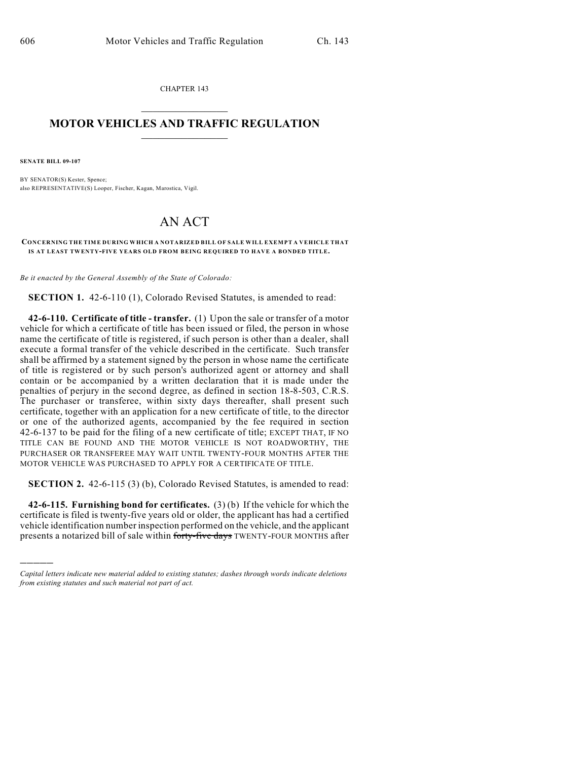CHAPTER 143

## MOTOR VEHICLES AND TRAFFIC REGULATION

**SENATE BILL 09-107**

BY SENATOR(S) Kester, Spence;
also REPRESENTATIVE(S) Looper, Fischer, Kagan, Marostica, Vigil.

# AN ACT

**CONCERNING THE TIME DURING WHICH A NOTARIZED BILL OF SALE WILL EXEMPT A VEHICLE THAT IS AT LEAST TWENTY-FIVE YEARS OLD FROM BEING REQUIRED TO HAVE A BONDED TITLE.**

*Be it enacted by the General Assembly of the State of Colorado:*

**SECTION 1.** 42-6-110 (1), Colorado Revised Statutes, is amended to read:

**42-6-110. Certificate of title - transfer.** (1) Upon the sale or transfer of a motor vehicle for which a certificate of title has been issued or filed, the person in whose name the certificate of title is registered, if such person is other than a dealer, shall execute a formal transfer of the vehicle described in the certificate. Such transfer shall be affirmed by a statement signed by the person in whose name the certificate of title is registered or by such person's authorized agent or attorney and shall contain or be accompanied by a written declaration that it is made under the penalties of perjury in the second degree, as defined in section 18-8-503, C.R.S. The purchaser or transferee, within sixty days thereafter, shall present such certificate, together with an application for a new certificate of title, to the director or one of the authorized agents, accompanied by the fee required in section 42-6-137 to be paid for the filing of a new certificate of title; EXCEPT THAT, IF NO TITLE CAN BE FOUND AND THE MOTOR VEHICLE IS NOT ROADWORTHY, THE PURCHASER OR TRANSFEREE MAY WAIT UNTIL TWENTY-FOUR MONTHS AFTER THE MOTOR VEHICLE WAS PURCHASED TO APPLY FOR A CERTIFICATE OF TITLE.

**SECTION 2.** 42-6-115 (3) (b), Colorado Revised Statutes, is amended to read:

**42-6-115. Furnishing bond for certificates.** (3) (b) If the vehicle for which the certificate is filed is twenty-five years old or older, the applicant has had a certified vehicle identification number inspection performed on the vehicle, and the applicant presents a notarized bill of sale within ~~forty-five days~~ TWENTY-FOUR MONTHS after

---

*Capital letters indicate new material added to existing statutes; dashes through words indicate deletions from existing statutes and such material not part of act.*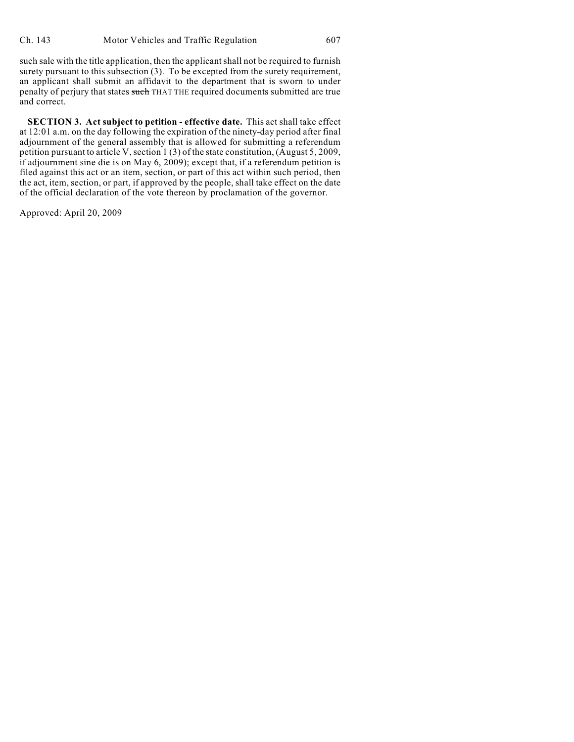such sale with the title application, then the applicant shall not be required to furnish surety pursuant to this subsection (3). To be excepted from the surety requirement, an applicant shall submit an affidavit to the department that is sworn to under penalty of perjury that states ~~such~~ THAT THE required documents submitted are true and correct.

**SECTION 3. Act subject to petition - effective date.** This act shall take effect at 12:01 a.m. on the day following the expiration of the ninety-day period after final adjournment of the general assembly that is allowed for submitting a referendum petition pursuant to article V, section 1 (3) of the state constitution, (August 5, 2009, if adjournment sine die is on May 6, 2009); except that, if a referendum petition is filed against this act or an item, section, or part of this act within such period, then the act, item, section, or part, if approved by the people, shall take effect on the date of the official declaration of the vote thereon by proclamation of the governor.

Approved: April 20, 2009